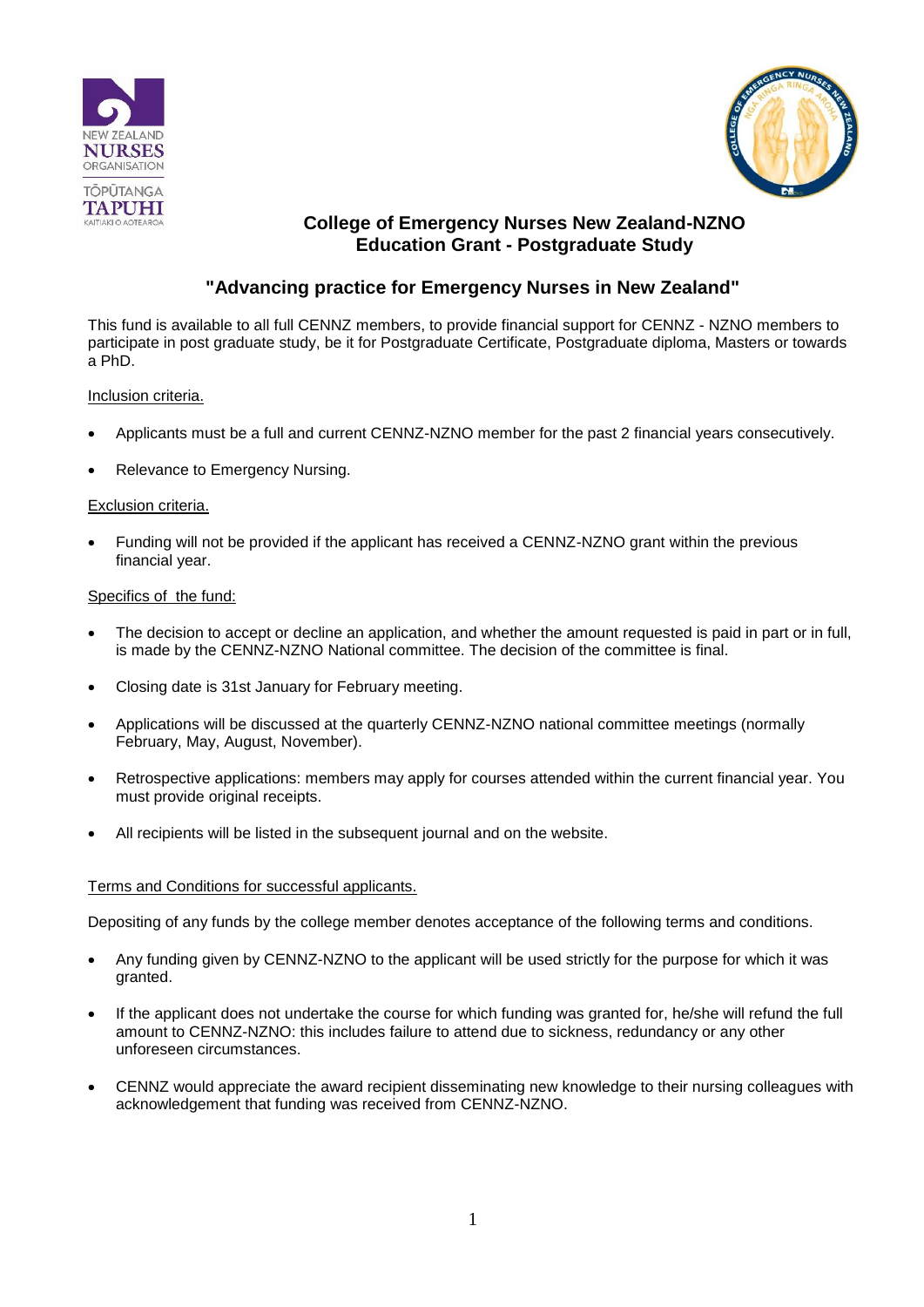# College of Emergency Nurses New Zealand-NZNO
# Education Grant - Postgraduate Study

## "Advancing practice for Emergency Nurses in New Zealand"

This fund is available to all full CENNZ members, to provide financial support for CENNZ - NZNO members to participate in post graduate study, be it for Postgraduate Certificate, Postgraduate diploma, Masters or towards a PhD.

Inclusion criteria.

- Applicants must be a full and current CENNZ-NZNO member for the past 2 financial years consecutively.
- Relevance to Emergency Nursing.

Exclusion criteria.

- Funding will not be provided if the applicant has received a CENNZ-NZNO grant within the previous financial year.

Specifics of the fund:

- The decision to accept or decline an application, and whether the amount requested is paid in part or in full, is made by the CENNZ-NZNO National committee. The decision of the committee is final.
- Closing date is 31st January for February meeting.
- Applications will be discussed at the quarterly CENNZ-NZNO national committee meetings (normally February, May, August, November).
- Retrospective applications: members may apply for courses attended within the current financial year. You must provide original receipts.
- All recipients will be listed in the subsequent journal and on the website.

Terms and Conditions for successful applicants.

Depositing of any funds by the college member denotes acceptance of the following terms and conditions.

- Any funding given by CENNZ-NZNO to the applicant will be used strictly for the purpose for which it was granted.
- If the applicant does not undertake the course for which funding was granted for, he/she will refund the full amount to CENNZ-NZNO: this includes failure to attend due to sickness, redundancy or any other unforeseen circumstances.
- CENNZ would appreciate the award recipient disseminating new knowledge to their nursing colleagues with acknowledgement that funding was received from CENNZ-NZNO.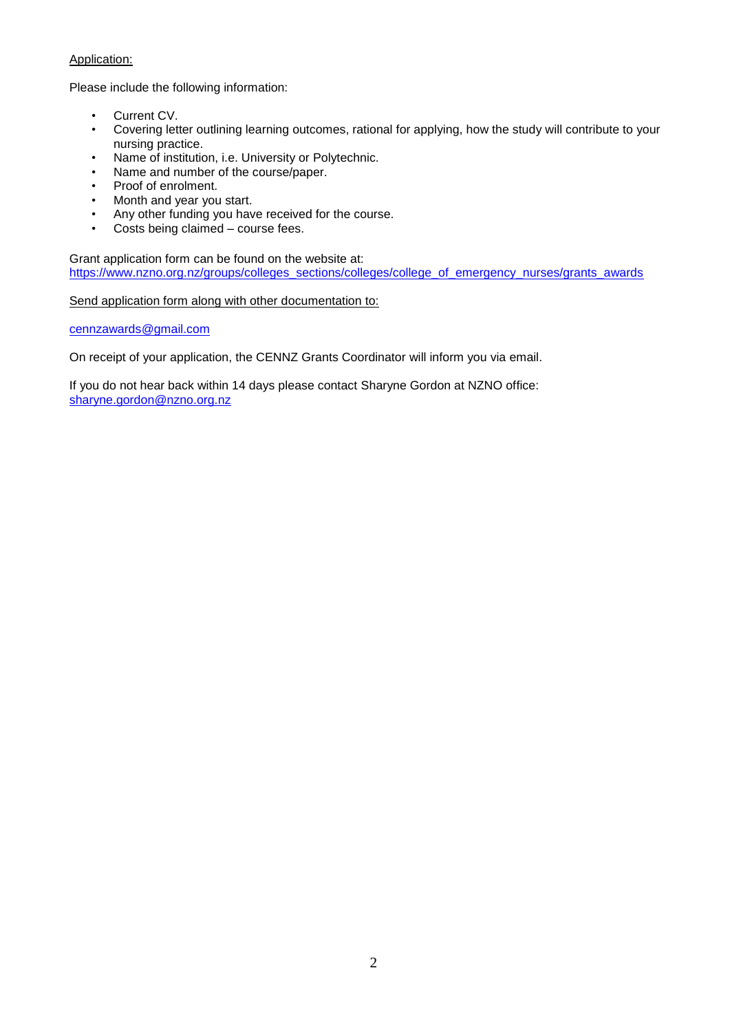<u>Application:</u>

Please include the following information:

- Current CV.
- Covering letter outlining learning outcomes, rational for applying, how the study will contribute to your nursing practice.
- Name of institution, i.e. University or Polytechnic.
- Name and number of the course/paper.
- Proof of enrolment.
- Month and year you start.
- Any other funding you have received for the course.
- Costs being claimed – course fees.

Grant application form can be found on the website at:
https://www.nzno.org.nz/groups/colleges_sections/colleges/college_of_emergency_nurses/grants_awards

<u>Send application form along with other documentation to:</u>

cennzawards@gmail.com

On receipt of your application, the CENNZ Grants Coordinator will inform you via email.

If you do not hear back within 14 days please contact Sharyne Gordon at NZNO office:
sharyne.gordon@nzno.org.nz